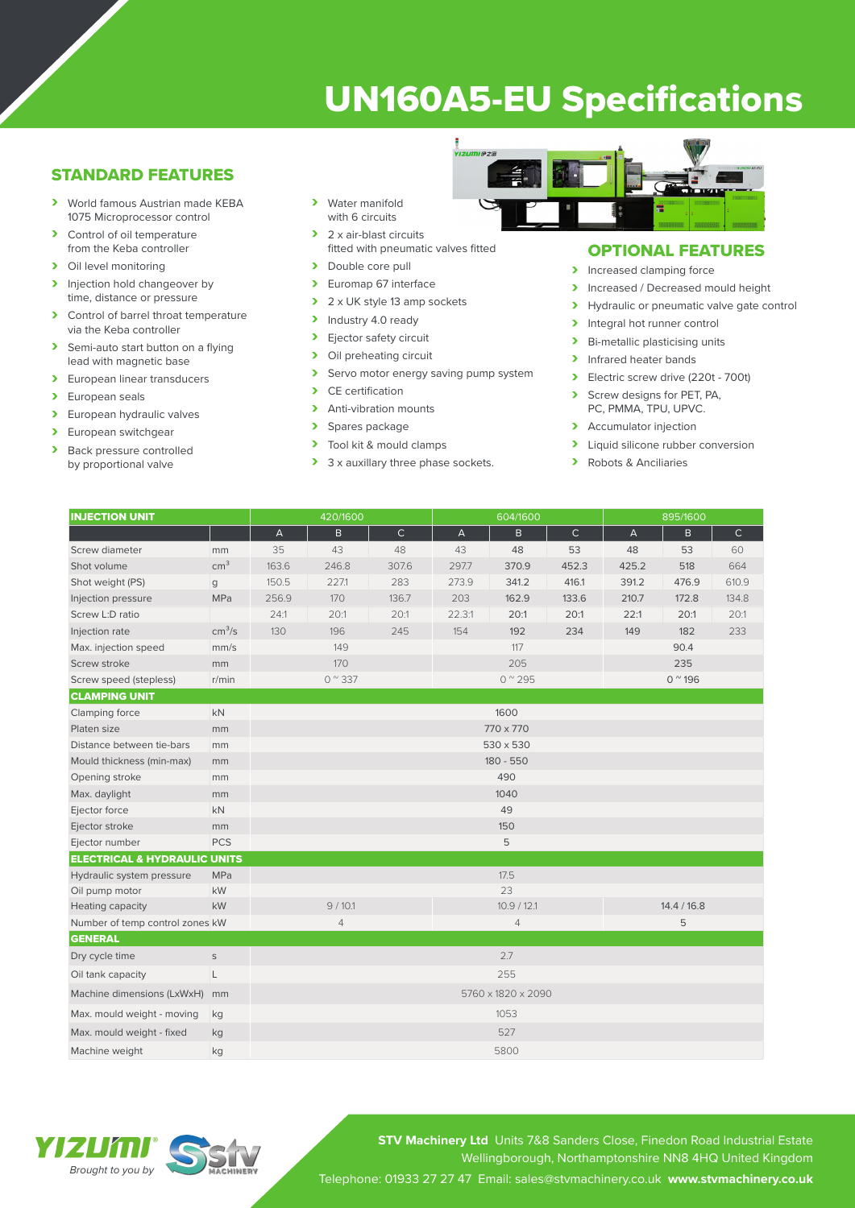# UN160A5-EU Specifications

## STANDARD FEATURES

- World famous Austrian made KEBA 1075 Microprocessor control
- Control of oil temperature from the Keba controller
- Oil level monitoring
- Injection hold changeover by time, distance or pressure
- Control of barrel throat temperature via the Keba controller
- Semi-auto start button on a flying lead with magnetic base
- European linear transducers
- European seals
- European hydraulic valves
- European switchgear
- Back pressure controlled by proportional valve
- Water manifold with 6 circuits
- 2 x air-blast circuits fitted with pneumatic valves fitted
- Double core pull
- Euromap 67 interface
- 2 x UK style 13 amp sockets
- Industry 4.0 ready
- Ejector safety circuit
- Oil preheating circuit
- Servo motor energy saving pump system
- CE certification
- Anti-vibration mounts
- Spares package
- Tool kit & mould clamps
- 3 x auxillary three phase sockets.

## OPTIONAL FEATURES

- Increased clamping force
- Increased / Decreased mould height
- Hydraulic or pneumatic valve gate control
- Integral hot runner control
- Bi-metallic plasticising units
- Infrared heater bands
- Electric screw drive (220t - 700t)
- Screw designs for PET, PA, PC, PMMA, TPU, UPVC.
- Accumulator injection
- Liquid silicone rubber conversion
- Robots & Anciliaries

| INJECTION UNIT | | 420/1600 | | | 604/1600 | | | 895/1600 | | |
|---|---|---|---|---|---|---|---|---|---|---|
| | | A | B | C | A | B | C | A | B | C |
| Screw diameter | mm | 35 | 43 | 48 | 43 | 48 | 53 | 48 | 53 | 60 |
| Shot volume | $cm^3$ | 163.6 | 246.8 | 307.6 | 297.7 | 370.9 | 452.3 | 425.2 | 518 | 664 |
| Shot weight (PS) | g | 150.5 | 227.1 | 283 | 273.9 | 341.2 | 416.1 | 391.2 | 476.9 | 610.9 |
| Injection pressure | MPa | 256.9 | 170 | 136.7 | 203 | 162.9 | 133.6 | 210.7 | 172.8 | 134.8 |
| Screw L:D ratio | | 24:1 | 20:1 | 20:1 | 22.3:1 | 20:1 | 20:1 | 22:1 | 20:1 | 20:1 |
| Injection rate | $cm^3/s$ | 130 | 196 | 245 | 154 | 192 | 234 | 149 | 182 | 233 |
| Max. injection speed | mm/s | 149 | | | 117 | | | 90.4 | | |
| Screw stroke | mm | 170 | | | 205 | | | 235 | | |
| Screw speed (stepless) | r/min | 0 ~ 337 | | | 0 ~ 295 | | | 0 ~ 196 | | |
| **CLAMPING UNIT** | | | | | | | | | | |
| Clamping force | kN | 1600 | | | | | | | | |
| Platen size | mm | 770 x 770 | | | | | | | | |
| Distance between tie-bars | mm | 530 x 530 | | | | | | | | |
| Mould thickness (min-max) | mm | 180 - 550 | | | | | | | | |
| Opening stroke | mm | 490 | | | | | | | | |
| Max. daylight | mm | 1040 | | | | | | | | |
| Ejector force | kN | 49 | | | | | | | | |
| Ejector stroke | mm | 150 | | | | | | | | |
| Ejector number | PCS | 5 | | | | | | | | |
| **ELECTRICAL & HYDRAULIC UNITS** | | | | | | | | | | |
| Hydraulic system pressure | MPa | 17.5 | | | | | | | | |
| Oil pump motor | kW | 23 | | | | | | | | |
| Heating capacity | kW | 9 / 10.1 | | | 10.9 / 12.1 | | | 14.4 / 16.8 | | |
| Number of temp control zones | kW | 4 | | | 4 | | | 5 | | |
| **GENERAL** | | | | | | | | | | |
| Dry cycle time | s | 2.7 | | | | | | | | |
| Oil tank capacity | L | 255 | | | | | | | | |
| Machine dimensions (LxWxH) | mm | 5760 x 1820 x 2090 | | | | | | | | |
| Max. mould weight - moving | kg | 1053 | | | | | | | | |
| Max. mould weight - fixed | kg | 527 | | | | | | | | |
| Machine weight | kg | 5800 | | | | | | | | |

YIZUMI® *Brought to you by* STV MACHINERY

**STV Machinery Ltd** Units 7&8 Sanders Close, Finedon Road Industrial Estate Wellingborough, Northamptonshire NN8 4HQ United Kingdom

Telephone: 01933 27 27 47 Email: sales@stvmachinery.co.uk **www.stvmachinery.co.uk**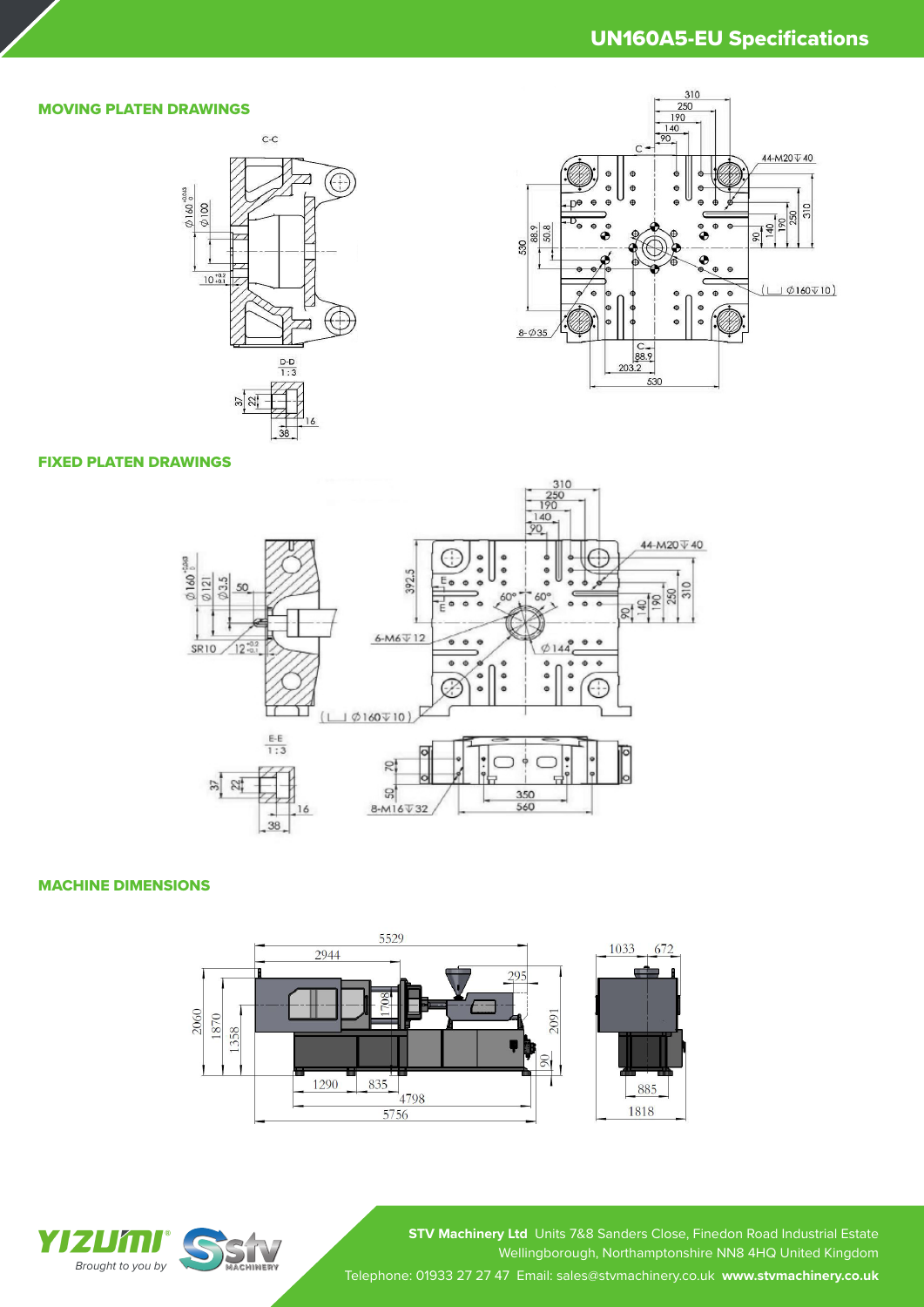## UN160A5-EU Specifications

### MOVING PLATEN DRAWINGS

C-C

Ø160 $^{+0.063}_{0}$

Ø100

10 $^{+0.2}_{+0.1}$

D-D
1 : 3

37

22

16

38

310
250
190
140
90

C

44-M20 ⊽ 40

D

530

88.9

50.8

90
140
190
250
310

(⊔ Ø160 ⊽ 10)

8-Ø35

C

88.9

203.2

530

### FIXED PLATEN DRAWINGS

Ø160 $^{+0.063}_{0}$

Ø121

Ø3.5

50

SR10

12 $^{+0.2}_{+0.1}$

310
250
190
140
90

44-M20 ⊽ 40

392.5

E

E

60°

60°

6-M6 ⊽ 12

Ø144

90
140
190
250
310

(⊔ Ø160 ⊽ 10)

E-E
1 : 3

37

22

16

38

70

50

8-M16 ⊽ 32

350

560

### MACHINE DIMENSIONS

5529

2944

295

2060

1870

1358

1708

2091

90

1290

835

4798

5756

1033

672

885

1818

**YIZUMI** *Brought to you by* **stv MACHINERY**

**STV Machinery Ltd** Units 7&8 Sanders Close, Finedon Road Industrial Estate Wellingborough, Northamptonshire NN8 4HQ United Kingdom

Telephone: 01933 27 27 47 Email: sales@stvmachinery.co.uk **www.stvmachinery.co.uk**